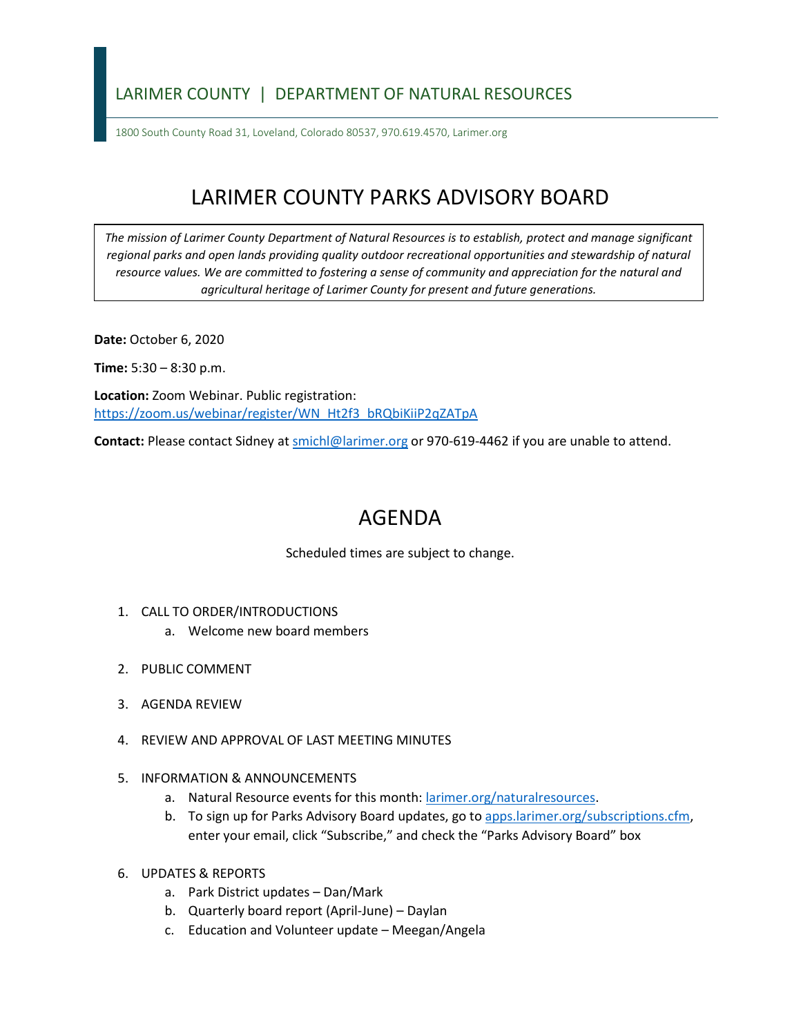LARIMER COUNTY | DEPARTMENT OF NATURAL RESOURCES

1800 South County Road 31, Loveland, Colorado 80537, 970.619.4570, Larimer.org

# LARIMER COUNTY PARKS ADVISORY BOARD

*The mission of Larimer County Department of Natural Resources is to establish, protect and manage significant regional parks and open lands providing quality outdoor recreational opportunities and stewardship of natural resource values. We are committed to fostering a sense of community and appreciation for the natural and agricultural heritage of Larimer County for present and future generations.*

**Date:** October 6, 2020

**Time:** 5:30 – 8:30 p.m.

**Location:** Zoom Webinar. Public registration: https://zoom.us/webinar/register/WN_Ht2f3_bRQbiKiiP2qZATpA

**Contact:** Please contact Sidney at smichl@larimer.org or 970-619-4462 if you are unable to attend.

# AGENDA

Scheduled times are subject to change.

1. CALL TO ORDER/INTRODUCTIONS
    a. Welcome new board members
2. PUBLIC COMMENT
3. AGENDA REVIEW
4. REVIEW AND APPROVAL OF LAST MEETING MINUTES
5. INFORMATION & ANNOUNCEMENTS
    a. Natural Resource events for this month: larimer.org/naturalresources.
    b. To sign up for Parks Advisory Board updates, go to apps.larimer.org/subscriptions.cfm, enter your email, click "Subscribe," and check the "Parks Advisory Board" box
6. UPDATES & REPORTS
    a. Park District updates – Dan/Mark
    b. Quarterly board report (April-June) – Daylan
    c. Education and Volunteer update – Meegan/Angela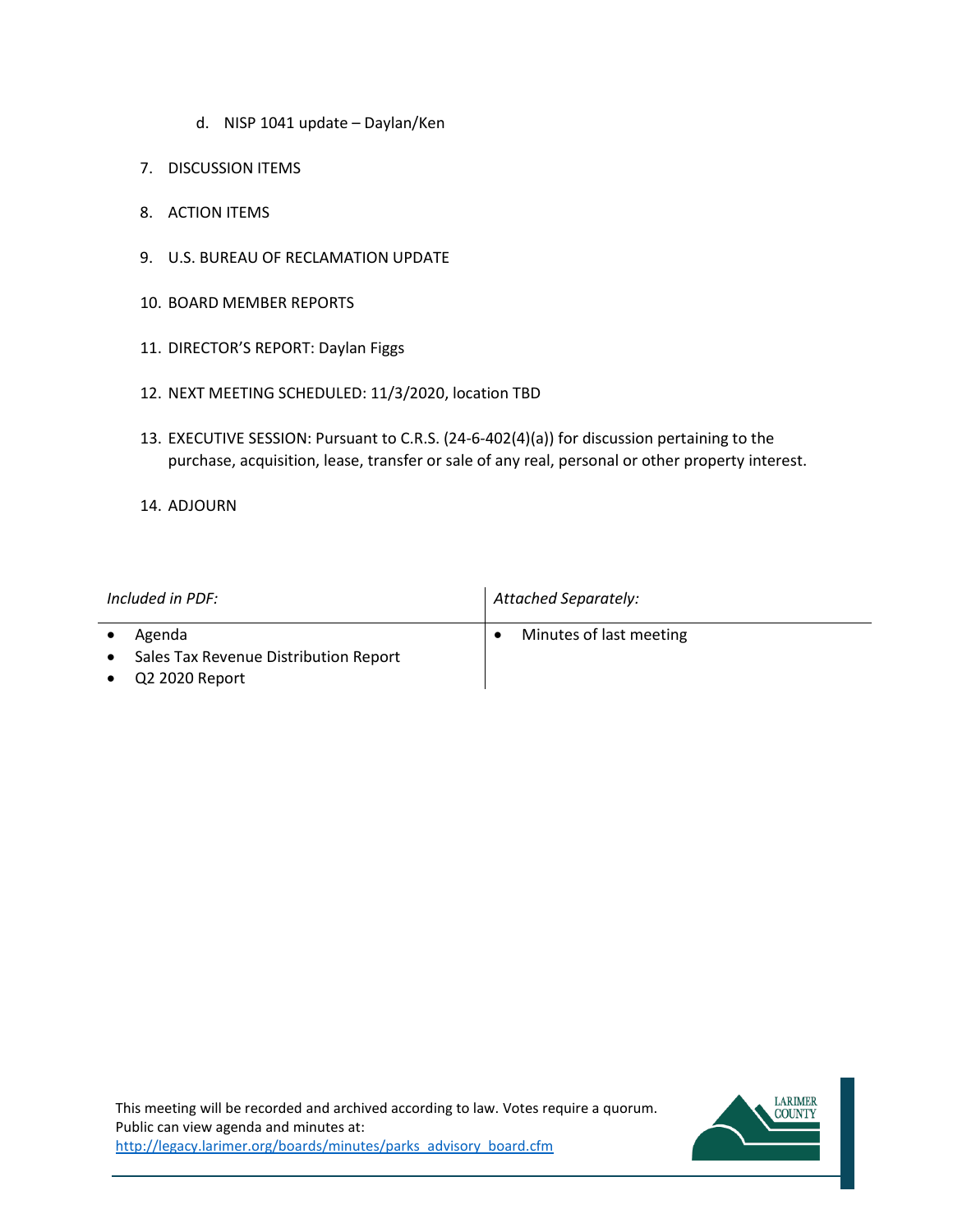d. NISP 1041 update – Daylan/Ken

7. DISCUSSION ITEMS

8. ACTION ITEMS

9. U.S. BUREAU OF RECLAMATION UPDATE

10. BOARD MEMBER REPORTS

11. DIRECTOR'S REPORT: Daylan Figgs

12. NEXT MEETING SCHEDULED: 11/3/2020, location TBD

13. EXECUTIVE SESSION: Pursuant to C.R.S. (24-6-402(4)(a)) for discussion pertaining to the purchase, acquisition, lease, transfer or sale of any real, personal or other property interest.

14. ADJOURN

| *Included in PDF:* | *Attached Separately:* |
|---|---|
| • Agenda<br>• Sales Tax Revenue Distribution Report<br>• Q2 2020 Report | • Minutes of last meeting |

This meeting will be recorded and archived according to law. Votes require a quorum. Public can view agenda and minutes at: http://legacy.larimer.org/boards/minutes/parks_advisory_board.cfm

LARIMER COUNTY